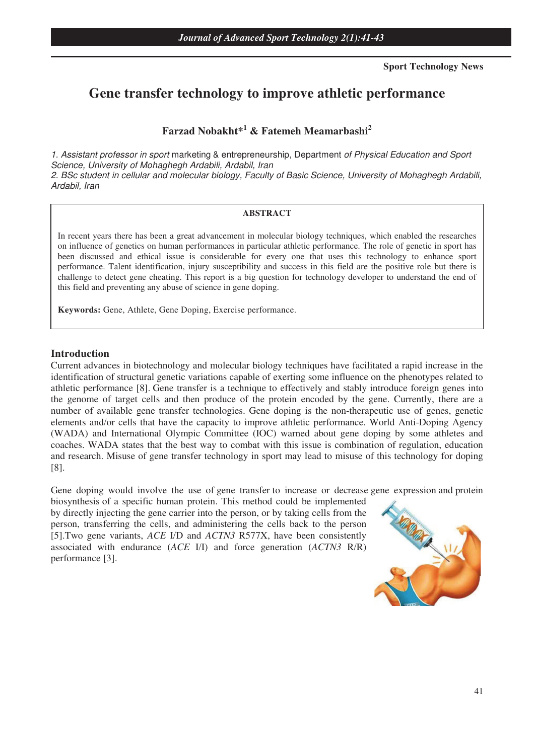Sport Technology News

# Gene transfer technology to improve athletic performance

**Farzad Nobakht*[1] & Fatemeh Meamarbashi[2]**

1. *Assistant professor in sport* marketing & entrepreneurship, Department *of Physical Education and Sport Science, University of Mohaghegh Ardabili, Ardabil, Iran*
2. *BSc student in cellular and molecular biology, Faculty of Basic Science, University of Mohaghegh Ardabili, Ardabil, Iran*

## ABSTRACT

In recent years there has been a great advancement in molecular biology techniques, which enabled the researches on influence of genetics on human performances in particular athletic performance. The role of genetic in sport has been discussed and ethical issue is considerable for every one that uses this technology to enhance sport performance. Talent identification, injury susceptibility and success in this field are the positive role but there is challenge to detect gene cheating. This report is a big question for technology developer to understand the end of this field and preventing any abuse of science in gene doping.

**Keywords:** Gene, Athlete, Gene Doping, Exercise performance.

## Introduction

Current advances in biotechnology and molecular biology techniques have facilitated a rapid increase in the identification of structural genetic variations capable of exerting some influence on the phenotypes related to athletic performance [8]. Gene transfer is a technique to effectively and stably introduce foreign genes into the genome of target cells and then produce of the protein encoded by the gene. Currently, there are a number of available gene transfer technologies. Gene doping is the non-therapeutic use of genes, genetic elements and/or cells that have the capacity to improve athletic performance. World Anti-Doping Agency (WADA) and International Olympic Committee (IOC) warned about gene doping by some athletes and coaches. WADA states that the best way to combat with this issue is combination of regulation, education and research. Misuse of gene transfer technology in sport may lead to misuse of this technology for doping [8].

Gene doping would involve the use of gene transfer to increase or decrease gene expression and protein biosynthesis of a specific human protein. This method could be implemented by directly injecting the gene carrier into the person, or by taking cells from the person, transferring the cells, and administering the cells back to the person [5].Two gene variants, *ACE* I/D and *ACTN3* R577X, have been consistently associated with endurance (*ACE* I/I) and force generation (*ACTN3* R/R) performance [3].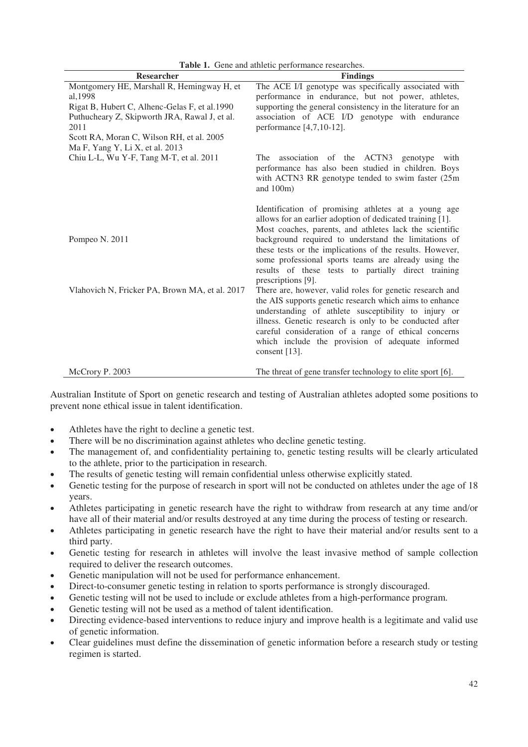**Table 1.** Gene and athletic performance researches.

| Researcher | Findings |
| --- | --- |
| Montgomery HE, Marshall R, Hemingway H, et al,1998<br>Rigat B, Hubert C, Alhenc-Gelas F, et al.1990<br>Puthucheary Z, Skipworth JRA, Rawal J, et al. 2011<br>Scott RA, Moran C, Wilson RH, et al. 2005<br>Ma F, Yang Y, Li X, et al. 2013 | The ACE I/I genotype was specifically associated with performance in endurance, but not power, athletes, supporting the general consistency in the literature for an association of ACE I/D genotype with endurance performance [4,7,10-12]. |
| Chiu L-L, Wu Y-F, Tang M-T, et al. 2011 | The association of the ACTN3 genotype with performance has also been studied in children. Boys with ACTN3 RR genotype tended to swim faster (25m and 100m) |
| Pompeo N. 2011 | Identification of promising athletes at a young age allows for an earlier adoption of dedicated training [1]. Most coaches, parents, and athletes lack the scientific background required to understand the limitations of these tests or the implications of the results. However, some professional sports teams are already using the results of these tests to partially direct training prescriptions [9]. |
| Vlahovich N, Fricker PA, Brown MA, et al. 2017 | There are, however, valid roles for genetic research and the AIS supports genetic research which aims to enhance understanding of athlete susceptibility to injury or illness. Genetic research is only to be conducted after careful consideration of a range of ethical concerns which include the provision of adequate informed consent [13]. |
| McCrory P. 2003 | The threat of gene transfer technology to elite sport [6]. |

Australian Institute of Sport on genetic research and testing of Australian athletes adopted some positions to prevent none ethical issue in talent identification.

- Athletes have the right to decline a genetic test.
- There will be no discrimination against athletes who decline genetic testing.
- The management of, and confidentiality pertaining to, genetic testing results will be clearly articulated to the athlete, prior to the participation in research.
- The results of genetic testing will remain confidential unless otherwise explicitly stated.
- Genetic testing for the purpose of research in sport will not be conducted on athletes under the age of 18 years.
- Athletes participating in genetic research have the right to withdraw from research at any time and/or have all of their material and/or results destroyed at any time during the process of testing or research.
- Athletes participating in genetic research have the right to have their material and/or results sent to a third party.
- Genetic testing for research in athletes will involve the least invasive method of sample collection required to deliver the research outcomes.
- Genetic manipulation will not be used for performance enhancement.
- Direct-to-consumer genetic testing in relation to sports performance is strongly discouraged.
- Genetic testing will not be used to include or exclude athletes from a high-performance program.
- Genetic testing will not be used as a method of talent identification.
- Directing evidence-based interventions to reduce injury and improve health is a legitimate and valid use of genetic information.
- Clear guidelines must define the dissemination of genetic information before a research study or testing regimen is started.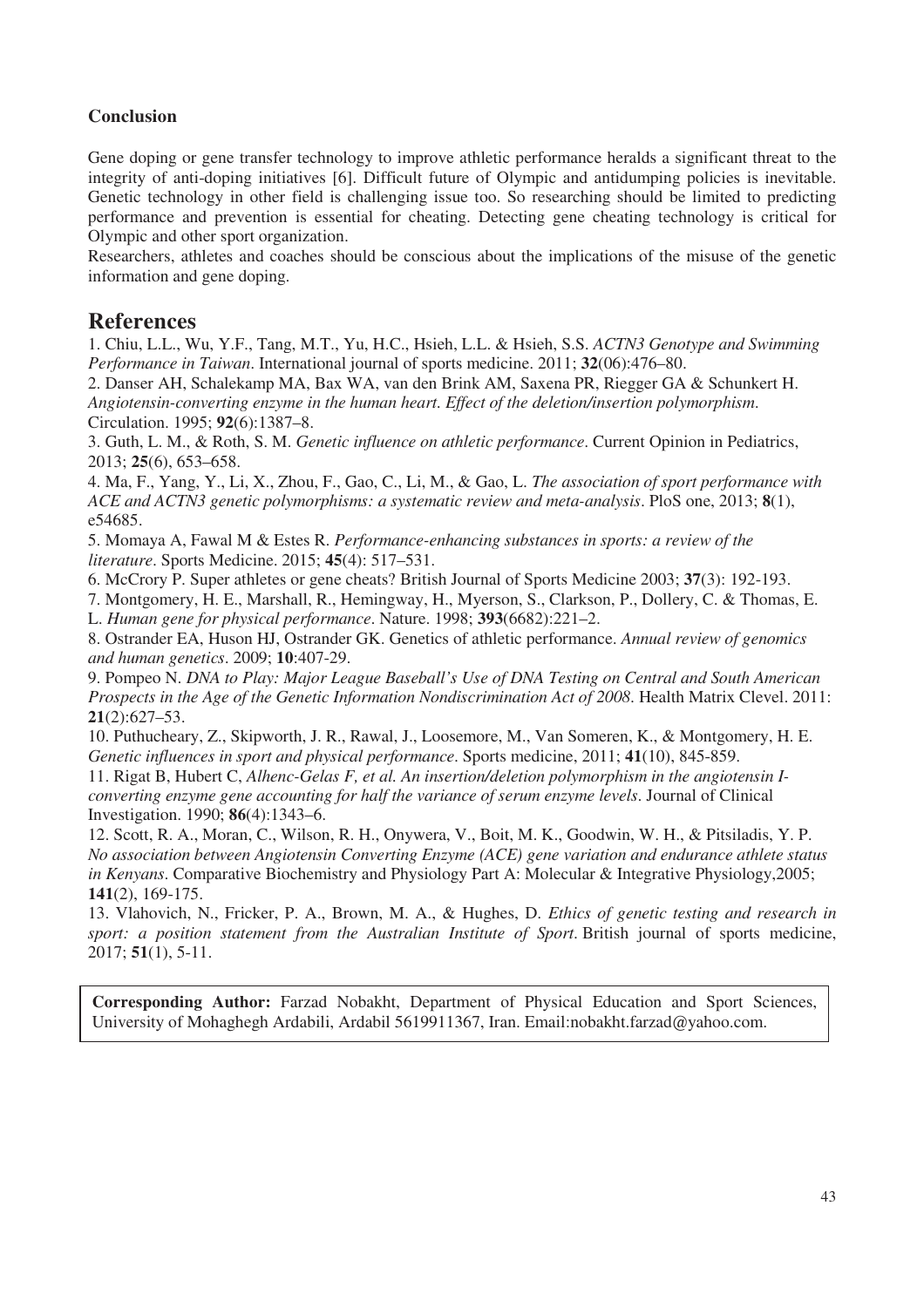**Conclusion**

Gene doping or gene transfer technology to improve athletic performance heralds a significant threat to the integrity of anti-doping initiatives [6]. Difficult future of Olympic and antidumping policies is inevitable. Genetic technology in other field is challenging issue too. So researching should be limited to predicting performance and prevention is essential for cheating. Detecting gene cheating technology is critical for Olympic and other sport organization.

Researchers, athletes and coaches should be conscious about the implications of the misuse of the genetic information and gene doping.

## References

1. Chiu, L.L., Wu, Y.F., Tang, M.T., Yu, H.C., Hsieh, L.L. & Hsieh, S.S. *ACTN3 Genotype and Swimming Performance in Taiwan*. International journal of sports medicine. 2011; **32**(06):476–80.
2. Danser AH, Schalekamp MA, Bax WA, van den Brink AM, Saxena PR, Riegger GA & Schunkert H. *Angiotensin-converting enzyme in the human heart. Effect of the deletion/insertion polymorphism*. Circulation. 1995; **92**(6):1387–8.
3. Guth, L. M., & Roth, S. M. *Genetic influence on athletic performance*. Current Opinion in Pediatrics, 2013; **25**(6), 653–658.
4. Ma, F., Yang, Y., Li, X., Zhou, F., Gao, C., Li, M., & Gao, L. *The association of sport performance with ACE and ACTN3 genetic polymorphisms: a systematic review and meta-analysis*. PloS one, 2013; **8**(1), e54685.
5. Momaya A, Fawal M & Estes R. *Performance-enhancing substances in sports: a review of the literature*. Sports Medicine. 2015; **45**(4): 517–531.
6. McCrory P. Super athletes or gene cheats? British Journal of Sports Medicine 2003; **37**(3): 192-193.
7. Montgomery, H. E., Marshall, R., Hemingway, H., Myerson, S., Clarkson, P., Dollery, C. & Thomas, E. L. *Human gene for physical performance*. Nature. 1998; **393**(6682):221–2.
8. Ostrander EA, Huson HJ, Ostrander GK. Genetics of athletic performance. *Annual review of genomics and human genetics*. 2009; **10**:407-29.
9. Pompeo N. *DNA to Play: Major League Baseball's Use of DNA Testing on Central and South American Prospects in the Age of the Genetic Information Nondiscrimination Act of 2008*. Health Matrix Clevel. 2011: **21**(2):627–53.
10. Puthucheary, Z., Skipworth, J. R., Rawal, J., Loosemore, M., Van Someren, K., & Montgomery, H. E. *Genetic influences in sport and physical performance*. Sports medicine, 2011; **41**(10), 845-859.
11. Rigat B, Hubert C, *Alhenc-Gelas F, et al. An insertion/deletion polymorphism in the angiotensin I-converting enzyme gene accounting for half the variance of serum enzyme levels*. Journal of Clinical Investigation. 1990; **86**(4):1343–6.
12. Scott, R. A., Moran, C., Wilson, R. H., Onywera, V., Boit, M. K., Goodwin, W. H., & Pitsiladis, Y. P. *No association between Angiotensin Converting Enzyme (ACE) gene variation and endurance athlete status in Kenyans*. Comparative Biochemistry and Physiology Part A: Molecular & Integrative Physiology,2005; **141**(2), 169-175.
13. Vlahovich, N., Fricker, P. A., Brown, M. A., & Hughes, D. *Ethics of genetic testing and research in sport: a position statement from the Australian Institute of Sport*. British journal of sports medicine, 2017; **51**(1), 5-11.

**Corresponding Author:** Farzad Nobakht, Department of Physical Education and Sport Sciences, University of Mohaghegh Ardabili, Ardabil 5619911367, Iran. Email:nobakht.farzad@yahoo.com.